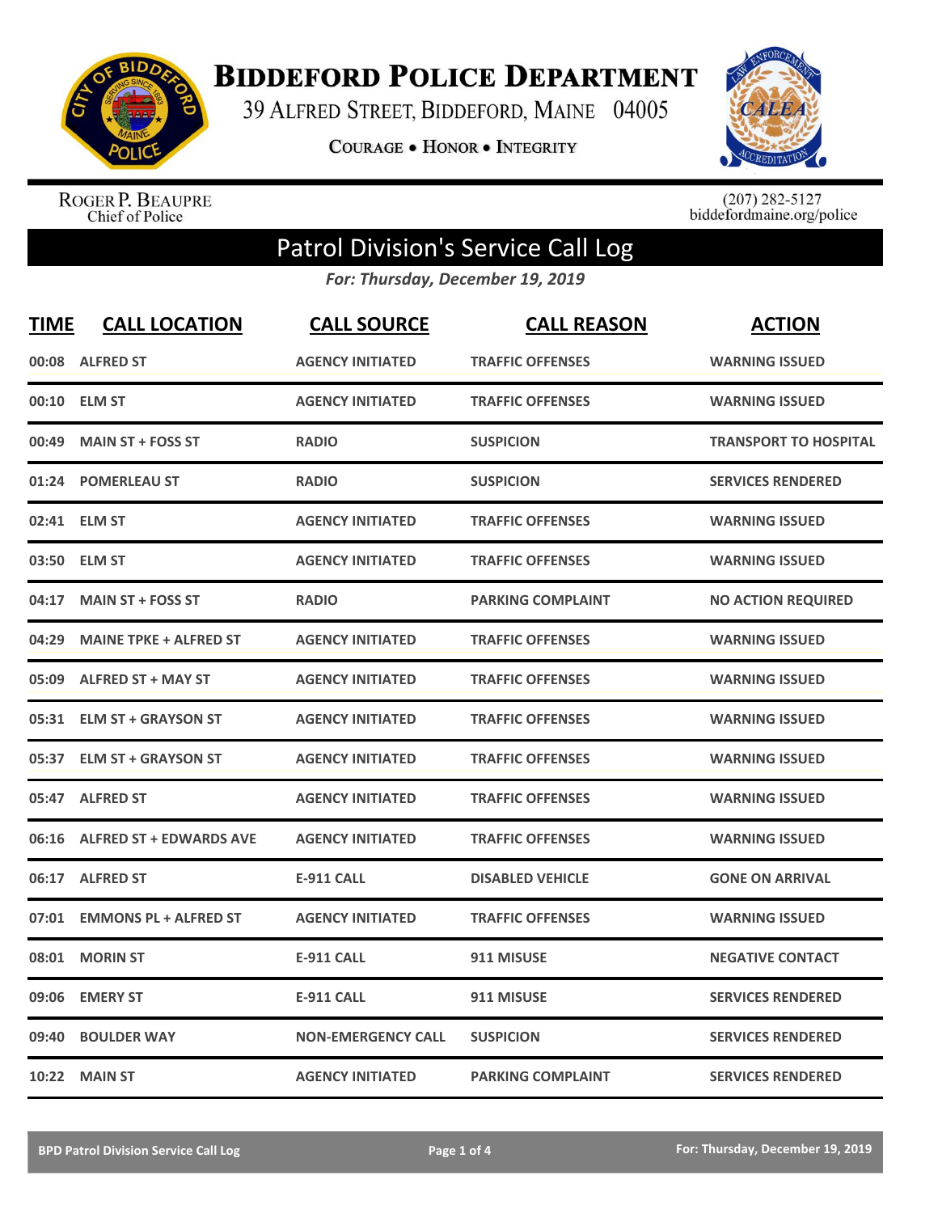# Biddeford Police Department

39 Alfred Street, Biddeford, Maine 04005

**Courage • Honor • Integrity**

Roger P. Beaupre
Chief of Police

(207) 282-5127
biddefordmaine.org/police

## Patrol Division's Service Call Log

*For: Thursday, December 19, 2019*

| TIME | CALL LOCATION | CALL SOURCE | CALL REASON | ACTION |
|---|---|---|---|---|
| 00:08 | ALFRED ST | AGENCY INITIATED | TRAFFIC OFFENSES | WARNING ISSUED |
| 00:10 | ELM ST | AGENCY INITIATED | TRAFFIC OFFENSES | WARNING ISSUED |
| 00:49 | MAIN ST + FOSS ST | RADIO | SUSPICION | TRANSPORT TO HOSPITAL |
| 01:24 | POMERLEAU ST | RADIO | SUSPICION | SERVICES RENDERED |
| 02:41 | ELM ST | AGENCY INITIATED | TRAFFIC OFFENSES | WARNING ISSUED |
| 03:50 | ELM ST | AGENCY INITIATED | TRAFFIC OFFENSES | WARNING ISSUED |
| 04:17 | MAIN ST + FOSS ST | RADIO | PARKING COMPLAINT | NO ACTION REQUIRED |
| 04:29 | MAINE TPKE + ALFRED ST | AGENCY INITIATED | TRAFFIC OFFENSES | WARNING ISSUED |
| 05:09 | ALFRED ST + MAY ST | AGENCY INITIATED | TRAFFIC OFFENSES | WARNING ISSUED |
| 05:31 | ELM ST + GRAYSON ST | AGENCY INITIATED | TRAFFIC OFFENSES | WARNING ISSUED |
| 05:37 | ELM ST + GRAYSON ST | AGENCY INITIATED | TRAFFIC OFFENSES | WARNING ISSUED |
| 05:47 | ALFRED ST | AGENCY INITIATED | TRAFFIC OFFENSES | WARNING ISSUED |
| 06:16 | ALFRED ST + EDWARDS AVE | AGENCY INITIATED | TRAFFIC OFFENSES | WARNING ISSUED |
| 06:17 | ALFRED ST | E-911 CALL | DISABLED VEHICLE | GONE ON ARRIVAL |
| 07:01 | EMMONS PL + ALFRED ST | AGENCY INITIATED | TRAFFIC OFFENSES | WARNING ISSUED |
| 08:01 | MORIN ST | E-911 CALL | 911 MISUSE | NEGATIVE CONTACT |
| 09:06 | EMERY ST | E-911 CALL | 911 MISUSE | SERVICES RENDERED |
| 09:40 | BOULDER WAY | NON-EMERGENCY CALL | SUSPICION | SERVICES RENDERED |
| 10:22 | MAIN ST | AGENCY INITIATED | PARKING COMPLAINT | SERVICES RENDERED |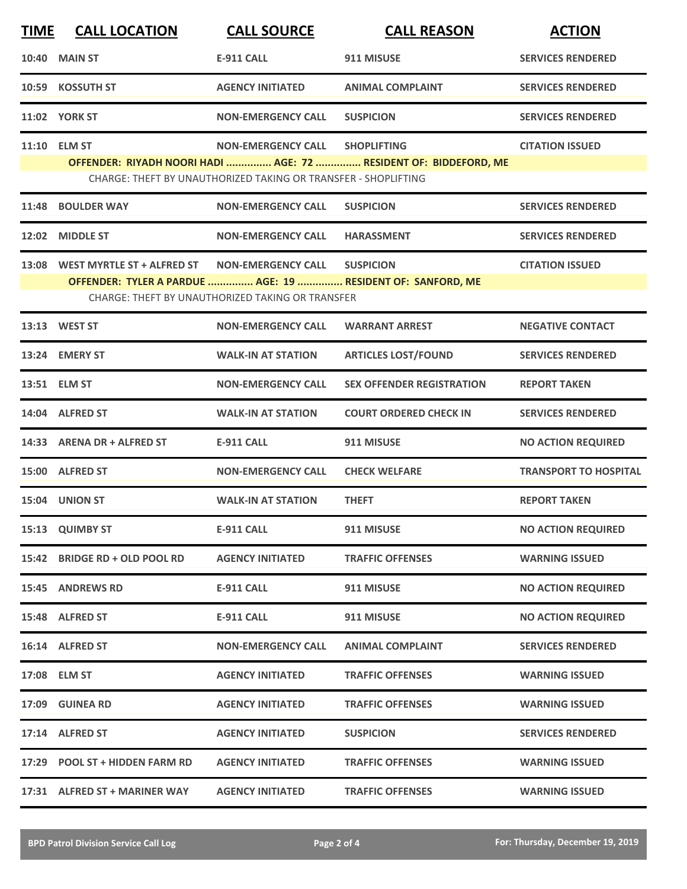| TIME | CALL LOCATION | CALL SOURCE | CALL REASON | ACTION |
|---|---|---|---|---|
| 10:40 | MAIN ST | E-911 CALL | 911 MISUSE | SERVICES RENDERED |
| 10:59 | KOSSUTH ST | AGENCY INITIATED | ANIMAL COMPLAINT | SERVICES RENDERED |
| 11:02 | YORK ST | NON-EMERGENCY CALL | SUSPICION | SERVICES RENDERED |
| 11:10 | ELM ST | NON-EMERGENCY CALL | SHOPLIFTING | CITATION ISSUED |
| | OFFENDER: RIYADH NOORI HADI ............... AGE: 72 ............... RESIDENT OF: BIDDEFORD, ME | | | |
| | CHARGE: THEFT BY UNAUTHORIZED TAKING OR TRANSFER - SHOPLIFTING | | | |
| 11:48 | BOULDER WAY | NON-EMERGENCY CALL | SUSPICION | SERVICES RENDERED |
| 12:02 | MIDDLE ST | NON-EMERGENCY CALL | HARASSMENT | SERVICES RENDERED |
| 13:08 | WEST MYRTLE ST + ALFRED ST | NON-EMERGENCY CALL | SUSPICION | CITATION ISSUED |
| | OFFENDER: TYLER A PARDUE ............... AGE: 19 ............... RESIDENT OF: SANFORD, ME | | | |
| | CHARGE: THEFT BY UNAUTHORIZED TAKING OR TRANSFER | | | |
| 13:13 | WEST ST | NON-EMERGENCY CALL | WARRANT ARREST | NEGATIVE CONTACT |
| 13:24 | EMERY ST | WALK-IN AT STATION | ARTICLES LOST/FOUND | SERVICES RENDERED |
| 13:51 | ELM ST | NON-EMERGENCY CALL | SEX OFFENDER REGISTRATION | REPORT TAKEN |
| 14:04 | ALFRED ST | WALK-IN AT STATION | COURT ORDERED CHECK IN | SERVICES RENDERED |
| 14:33 | ARENA DR + ALFRED ST | E-911 CALL | 911 MISUSE | NO ACTION REQUIRED |
| 15:00 | ALFRED ST | NON-EMERGENCY CALL | CHECK WELFARE | TRANSPORT TO HOSPITAL |
| 15:04 | UNION ST | WALK-IN AT STATION | THEFT | REPORT TAKEN |
| 15:13 | QUIMBY ST | E-911 CALL | 911 MISUSE | NO ACTION REQUIRED |
| 15:42 | BRIDGE RD + OLD POOL RD | AGENCY INITIATED | TRAFFIC OFFENSES | WARNING ISSUED |
| 15:45 | ANDREWS RD | E-911 CALL | 911 MISUSE | NO ACTION REQUIRED |
| 15:48 | ALFRED ST | E-911 CALL | 911 MISUSE | NO ACTION REQUIRED |
| 16:14 | ALFRED ST | NON-EMERGENCY CALL | ANIMAL COMPLAINT | SERVICES RENDERED |
| 17:08 | ELM ST | AGENCY INITIATED | TRAFFIC OFFENSES | WARNING ISSUED |
| 17:09 | GUINEA RD | AGENCY INITIATED | TRAFFIC OFFENSES | WARNING ISSUED |
| 17:14 | ALFRED ST | AGENCY INITIATED | SUSPICION | SERVICES RENDERED |
| 17:29 | POOL ST + HIDDEN FARM RD | AGENCY INITIATED | TRAFFIC OFFENSES | WARNING ISSUED |
| 17:31 | ALFRED ST + MARINER WAY | AGENCY INITIATED | TRAFFIC OFFENSES | WARNING ISSUED |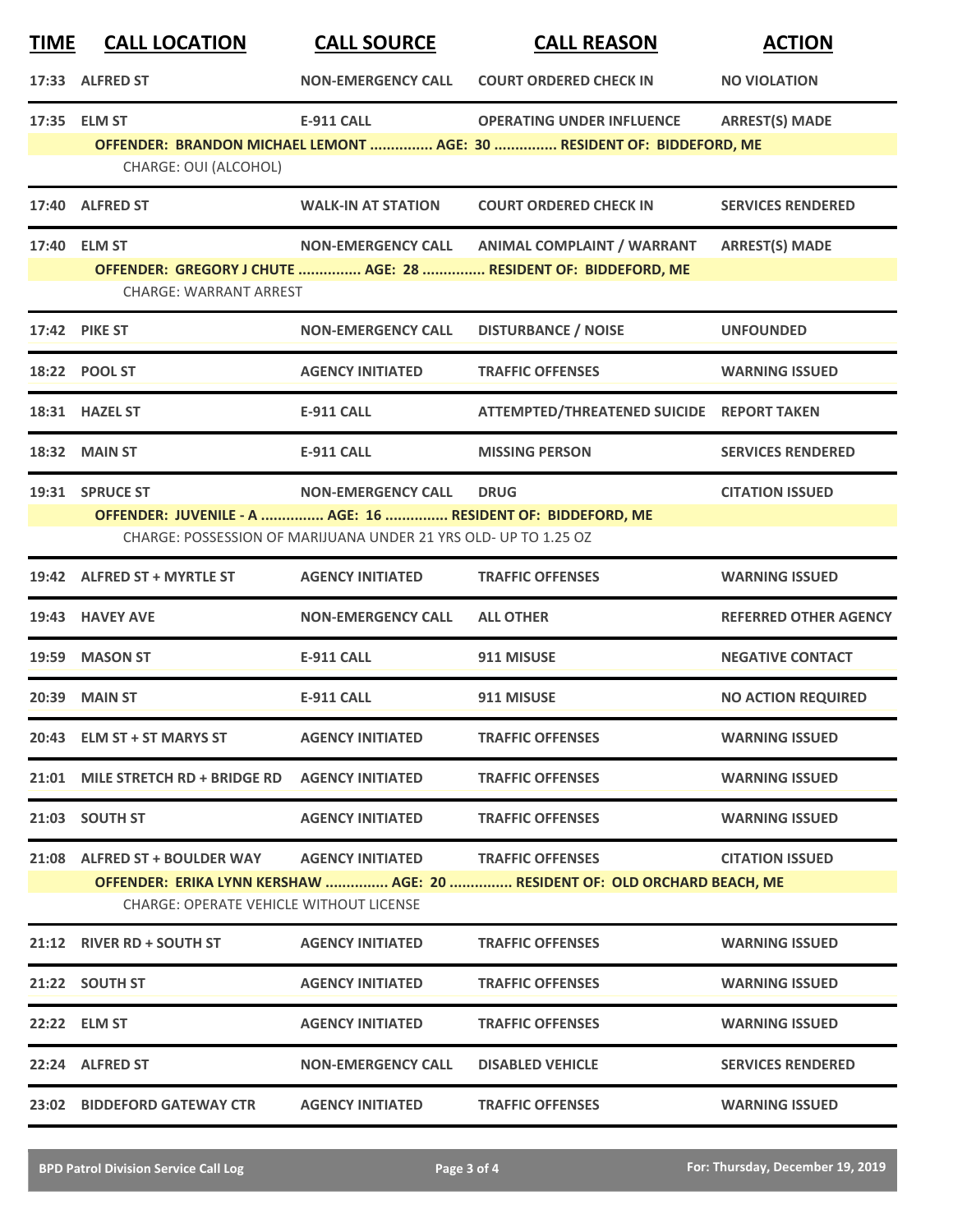| TIME | CALL LOCATION | CALL SOURCE | CALL REASON | ACTION |
|---|---|---|---|---|
| 17:33 | ALFRED ST | NON-EMERGENCY CALL | COURT ORDERED CHECK IN | NO VIOLATION |
| 17:35 | ELM ST | E-911 CALL | OPERATING UNDER INFLUENCE | ARREST(S) MADE |
| | OFFENDER: BRANDON MICHAEL LEMONT ............... AGE: 30 ............... RESIDENT OF: BIDDEFORD, ME | | | |
| | CHARGE: OUI (ALCOHOL) | | | |
| 17:40 | ALFRED ST | WALK-IN AT STATION | COURT ORDERED CHECK IN | SERVICES RENDERED |
| 17:40 | ELM ST | NON-EMERGENCY CALL | ANIMAL COMPLAINT / WARRANT | ARREST(S) MADE |
| | OFFENDER: GREGORY J CHUTE ............... AGE: 28 ............... RESIDENT OF: BIDDEFORD, ME | | | |
| | CHARGE: WARRANT ARREST | | | |
| 17:42 | PIKE ST | NON-EMERGENCY CALL | DISTURBANCE / NOISE | UNFOUNDED |
| 18:22 | POOL ST | AGENCY INITIATED | TRAFFIC OFFENSES | WARNING ISSUED |
| 18:31 | HAZEL ST | E-911 CALL | ATTEMPTED/THREATENED SUICIDE | REPORT TAKEN |
| 18:32 | MAIN ST | E-911 CALL | MISSING PERSON | SERVICES RENDERED |
| 19:31 | SPRUCE ST | NON-EMERGENCY CALL | DRUG | CITATION ISSUED |
| | OFFENDER: JUVENILE - A ............... AGE: 16 ............... RESIDENT OF: BIDDEFORD, ME | | | |
| | CHARGE: POSSESSION OF MARIJUANA UNDER 21 YRS OLD- UP TO 1.25 OZ | | | |
| 19:42 | ALFRED ST + MYRTLE ST | AGENCY INITIATED | TRAFFIC OFFENSES | WARNING ISSUED |
| 19:43 | HAVEY AVE | NON-EMERGENCY CALL | ALL OTHER | REFERRED OTHER AGENCY |
| 19:59 | MASON ST | E-911 CALL | 911 MISUSE | NEGATIVE CONTACT |
| 20:39 | MAIN ST | E-911 CALL | 911 MISUSE | NO ACTION REQUIRED |
| 20:43 | ELM ST + ST MARYS ST | AGENCY INITIATED | TRAFFIC OFFENSES | WARNING ISSUED |
| 21:01 | MILE STRETCH RD + BRIDGE RD | AGENCY INITIATED | TRAFFIC OFFENSES | WARNING ISSUED |
| 21:03 | SOUTH ST | AGENCY INITIATED | TRAFFIC OFFENSES | WARNING ISSUED |
| 21:08 | ALFRED ST + BOULDER WAY | AGENCY INITIATED | TRAFFIC OFFENSES | CITATION ISSUED |
| | OFFENDER: ERIKA LYNN KERSHAW ............... AGE: 20 ............... RESIDENT OF: OLD ORCHARD BEACH, ME | | | |
| | CHARGE: OPERATE VEHICLE WITHOUT LICENSE | | | |
| 21:12 | RIVER RD + SOUTH ST | AGENCY INITIATED | TRAFFIC OFFENSES | WARNING ISSUED |
| 21:22 | SOUTH ST | AGENCY INITIATED | TRAFFIC OFFENSES | WARNING ISSUED |
| 22:22 | ELM ST | AGENCY INITIATED | TRAFFIC OFFENSES | WARNING ISSUED |
| 22:24 | ALFRED ST | NON-EMERGENCY CALL | DISABLED VEHICLE | SERVICES RENDERED |
| 23:02 | BIDDEFORD GATEWAY CTR | AGENCY INITIATED | TRAFFIC OFFENSES | WARNING ISSUED |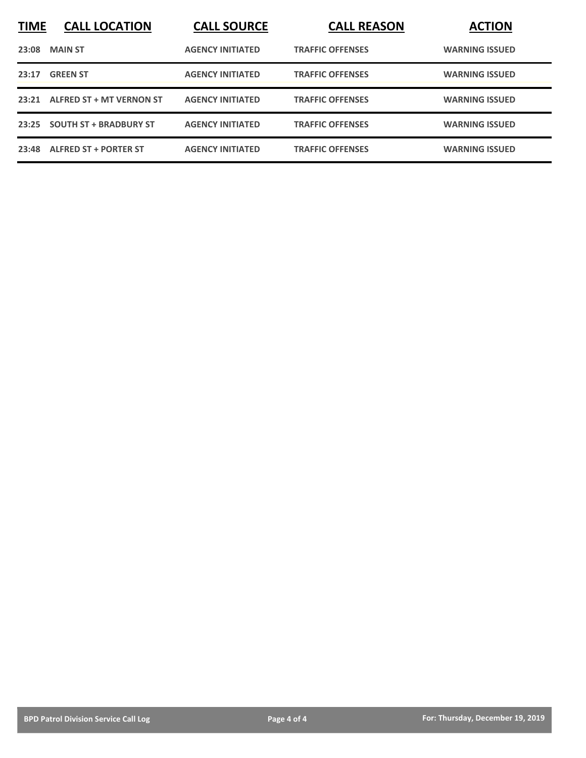| TIME | CALL LOCATION | CALL SOURCE | CALL REASON | ACTION |
| --- | --- | --- | --- | --- |
| 23:08 | MAIN ST | AGENCY INITIATED | TRAFFIC OFFENSES | WARNING ISSUED |
| 23:17 | GREEN ST | AGENCY INITIATED | TRAFFIC OFFENSES | WARNING ISSUED |
| 23:21 | ALFRED ST + MT VERNON ST | AGENCY INITIATED | TRAFFIC OFFENSES | WARNING ISSUED |
| 23:25 | SOUTH ST + BRADBURY ST | AGENCY INITIATED | TRAFFIC OFFENSES | WARNING ISSUED |
| 23:48 | ALFRED ST + PORTER ST | AGENCY INITIATED | TRAFFIC OFFENSES | WARNING ISSUED |